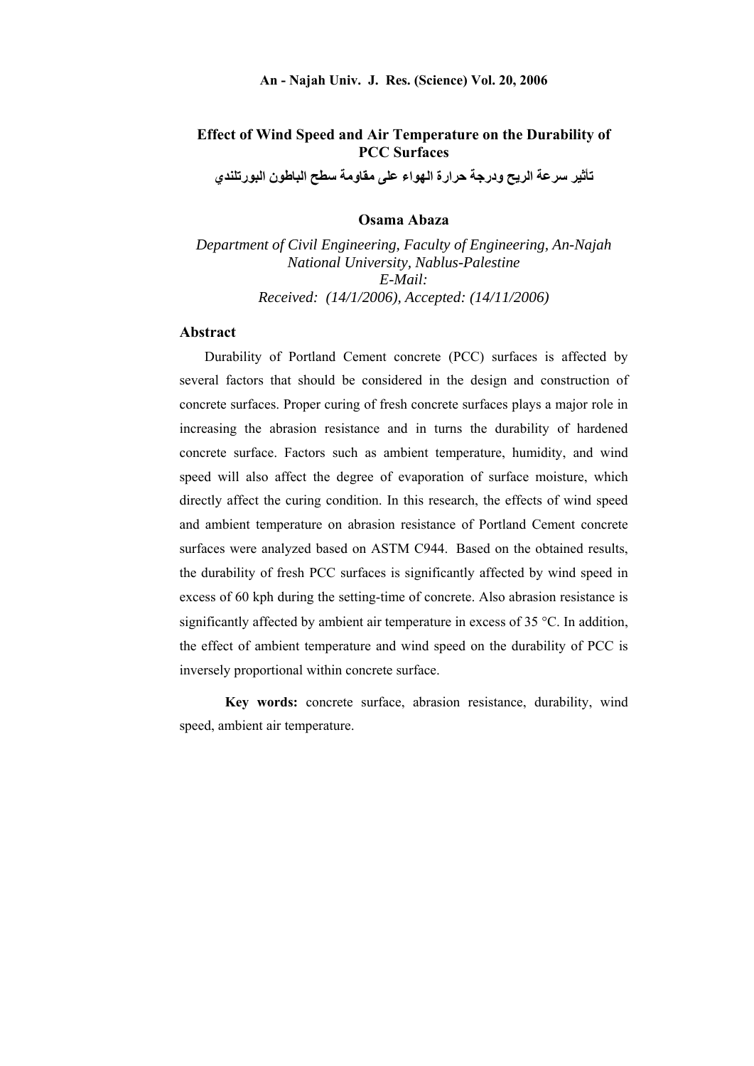# Effect of Wind Speed and Air Temperature on the Durability of PCC Surfaces

## تأثير سرعة الريح ودرجة حرارة الهواء على مقاومة سطح الباطون البورتلندي

**Osama Abaza**

*Department of Civil Engineering, Faculty of Engineering, An-Najah National University, Nablus-Palestine*
*E-Mail:*
*Received: (14/1/2006), Accepted: (14/11/2006)*

## Abstract

Durability of Portland Cement concrete (PCC) surfaces is affected by several factors that should be considered in the design and construction of concrete surfaces. Proper curing of fresh concrete surfaces plays a major role in increasing the abrasion resistance and in turns the durability of hardened concrete surface. Factors such as ambient temperature, humidity, and wind speed will also affect the degree of evaporation of surface moisture, which directly affect the curing condition. In this research, the effects of wind speed and ambient temperature on abrasion resistance of Portland Cement concrete surfaces were analyzed based on ASTM C944. Based on the obtained results, the durability of fresh PCC surfaces is significantly affected by wind speed in excess of 60 kph during the setting-time of concrete. Also abrasion resistance is significantly affected by ambient air temperature in excess of 35 °C. In addition, the effect of ambient temperature and wind speed on the durability of PCC is inversely proportional within concrete surface.

**Key words:** concrete surface, abrasion resistance, durability, wind speed, ambient air temperature.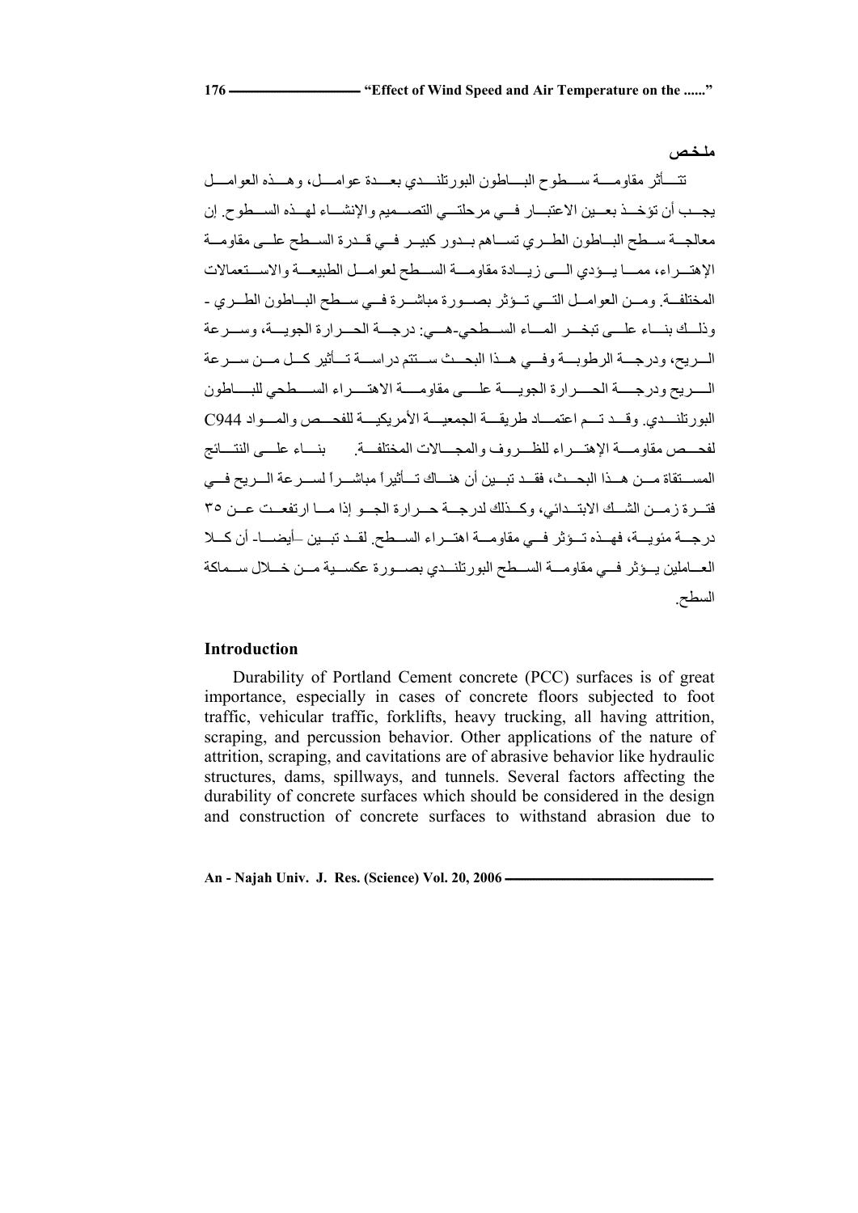## ملخص

تتأثر مقاومة سطوح الباطون البورتلندي بعدة عوامل، وهذه العوامل يجب أن تؤخذ بعين الاعتبار في مرحلتي التصميم والإنشاء لهذه السطوح. إن معالجة سطح الباطون الطري تساهم بدور كبير في قدرة السطح على مقاومة الإهتراء، مما يؤدي الى زيادة مقاومة السطح لعوامل الطبيعة والاستعمالات المختلفة. ومن العوامل التي تؤثر بصورة مباشرة في سطح الباطون الطري - وذلك بناء على تبخر الماء السطحي-هي: درجة الحرارة الجوية، وسرعة الريح، ودرجة الرطوبة وفي هذا البحث ستتم دراسة تأثير كل من سرعة الريح ودرجة الحرارة الجوية على مقاومة الاهتراء السطحي للباطون البورتلندي. وقد تم اعتماد طريقة الجمعية الأمريكية للفحص والمواد C944 لفحص مقاومة الإهتراء للظروف والمجالات المختلفة. بناء على النتائج المستقاة من هذا البحث، فقد تبين أن هناك تأثيراً مباشراً لسرعة الريح في فترة زمن الشك الابتدائي، وكذلك لدرجة حرارة الجو إذا ما ارتفعت عن ٣٥ درجة مئوية، فهذه تؤثر في مقاومة اهتراء السطح. لقد تبين -أيضا- أن كلا العاملين يؤثر في مقاومة السطح البورتلندي بصورة عكسية من خلال سماكة السطح.

## Introduction

Durability of Portland Cement concrete (PCC) surfaces is of great importance, especially in cases of concrete floors subjected to foot traffic, vehicular traffic, forklifts, heavy trucking, all having attrition, scraping, and percussion behavior. Other applications of the nature of attrition, scraping, and cavitations are of abrasive behavior like hydraulic structures, dams, spillways, and tunnels. Several factors affecting the durability of concrete surfaces which should be considered in the design and construction of concrete surfaces to withstand abrasion due to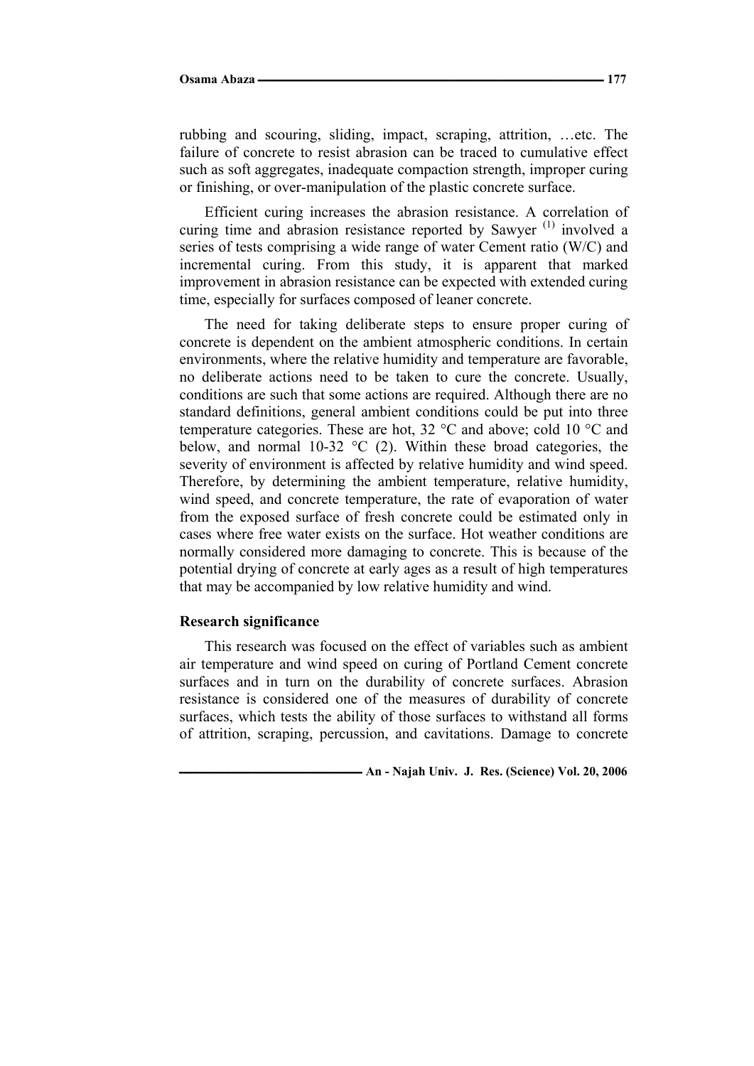rubbing and scouring, sliding, impact, scraping, attrition, …etc. The failure of concrete to resist abrasion can be traced to cumulative effect such as soft aggregates, inadequate compaction strength, improper curing or finishing, or over-manipulation of the plastic concrete surface.

Efficient curing increases the abrasion resistance. A correlation of curing time and abrasion resistance reported by Sawyer [1] involved a series of tests comprising a wide range of water Cement ratio (W/C) and incremental curing. From this study, it is apparent that marked improvement in abrasion resistance can be expected with extended curing time, especially for surfaces composed of leaner concrete.

The need for taking deliberate steps to ensure proper curing of concrete is dependent on the ambient atmospheric conditions. In certain environments, where the relative humidity and temperature are favorable, no deliberate actions need to be taken to cure the concrete. Usually, conditions are such that some actions are required. Although there are no standard definitions, general ambient conditions could be put into three temperature categories. These are hot, 32 °C and above; cold 10 °C and below, and normal 10-32 °C (2). Within these broad categories, the severity of environment is affected by relative humidity and wind speed. Therefore, by determining the ambient temperature, relative humidity, wind speed, and concrete temperature, the rate of evaporation of water from the exposed surface of fresh concrete could be estimated only in cases where free water exists on the surface. Hot weather conditions are normally considered more damaging to concrete. This is because of the potential drying of concrete at early ages as a result of high temperatures that may be accompanied by low relative humidity and wind.

### Research significance

This research was focused on the effect of variables such as ambient air temperature and wind speed on curing of Portland Cement concrete surfaces and in turn on the durability of concrete surfaces. Abrasion resistance is considered one of the measures of durability of concrete surfaces, which tests the ability of those surfaces to withstand all forms of attrition, scraping, percussion, and cavitations. Damage to concrete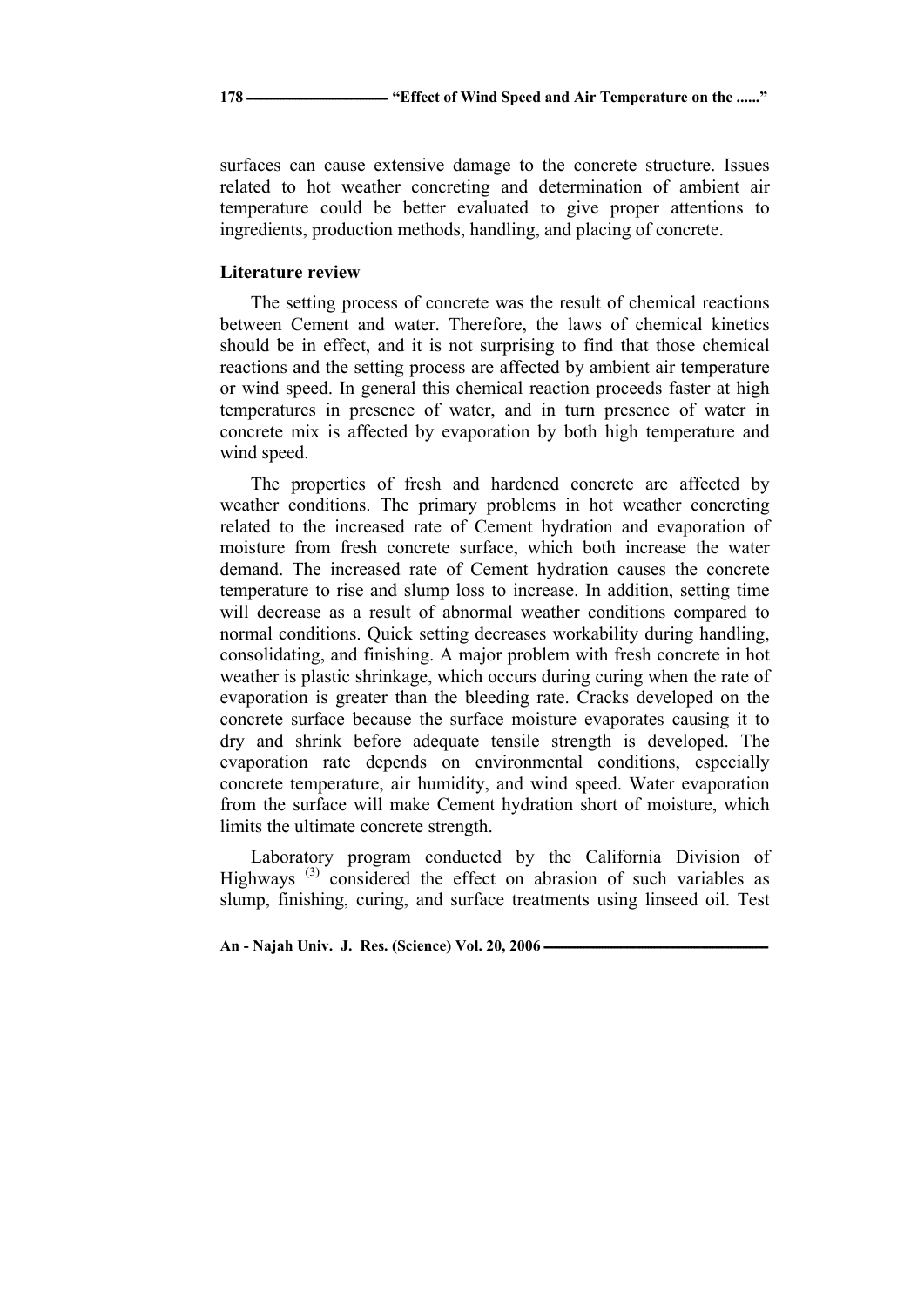surfaces can cause extensive damage to the concrete structure. Issues related to hot weather concreting and determination of ambient air temperature could be better evaluated to give proper attentions to ingredients, production methods, handling, and placing of concrete.

## Literature review

The setting process of concrete was the result of chemical reactions between Cement and water. Therefore, the laws of chemical kinetics should be in effect, and it is not surprising to find that those chemical reactions and the setting process are affected by ambient air temperature or wind speed. In general this chemical reaction proceeds faster at high temperatures in presence of water, and in turn presence of water in concrete mix is affected by evaporation by both high temperature and wind speed.

The properties of fresh and hardened concrete are affected by weather conditions. The primary problems in hot weather concreting related to the increased rate of Cement hydration and evaporation of moisture from fresh concrete surface, which both increase the water demand. The increased rate of Cement hydration causes the concrete temperature to rise and slump loss to increase. In addition, setting time will decrease as a result of abnormal weather conditions compared to normal conditions. Quick setting decreases workability during handling, consolidating, and finishing. A major problem with fresh concrete in hot weather is plastic shrinkage, which occurs during curing when the rate of evaporation is greater than the bleeding rate. Cracks developed on the concrete surface because the surface moisture evaporates causing it to dry and shrink before adequate tensile strength is developed. The evaporation rate depends on environmental conditions, especially concrete temperature, air humidity, and wind speed. Water evaporation from the surface will make Cement hydration short of moisture, which limits the ultimate concrete strength.

Laboratory program conducted by the California Division of Highways [(3)] considered the effect on abrasion of such variables as slump, finishing, curing, and surface treatments using linseed oil. Test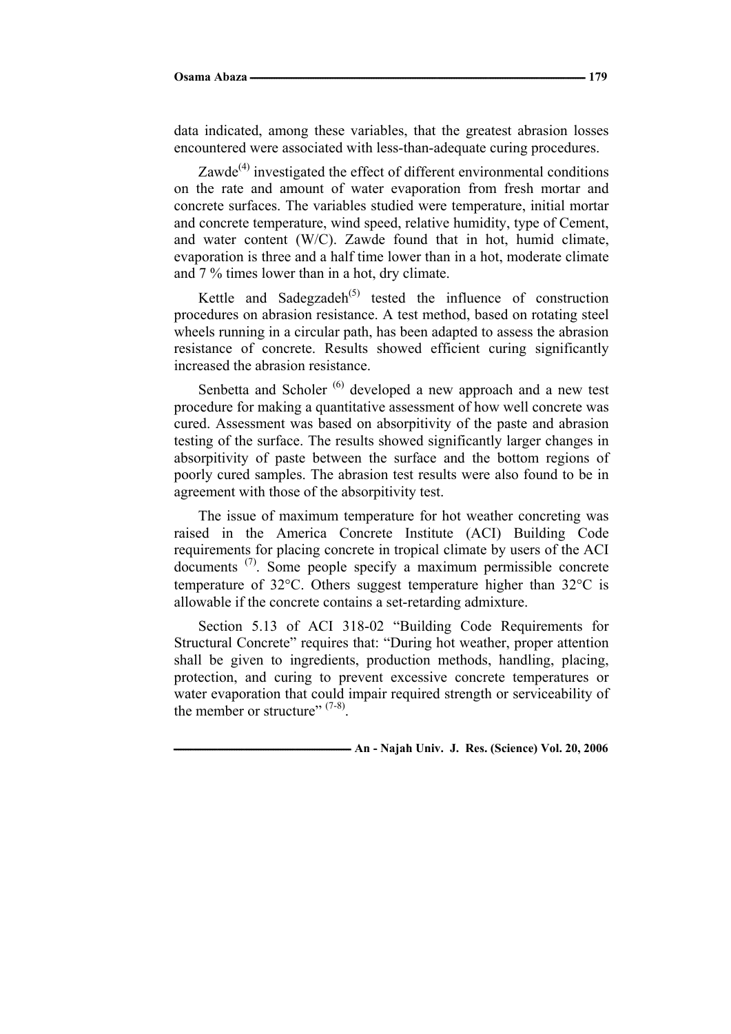data indicated, among these variables, that the greatest abrasion losses encountered were associated with less-than-adequate curing procedures.

Zawde[4] investigated the effect of different environmental conditions on the rate and amount of water evaporation from fresh mortar and concrete surfaces. The variables studied were temperature, initial mortar and concrete temperature, wind speed, relative humidity, type of Cement, and water content (W/C). Zawde found that in hot, humid climate, evaporation is three and a half time lower than in a hot, moderate climate and 7 % times lower than in a hot, dry climate.

Kettle and Sadegzadeh[5] tested the influence of construction procedures on abrasion resistance. A test method, based on rotating steel wheels running in a circular path, has been adapted to assess the abrasion resistance of concrete. Results showed efficient curing significantly increased the abrasion resistance.

Senbetta and Scholer [6] developed a new approach and a new test procedure for making a quantitative assessment of how well concrete was cured. Assessment was based on absorpitivity of the paste and abrasion testing of the surface. The results showed significantly larger changes in absorpitivity of paste between the surface and the bottom regions of poorly cured samples. The abrasion test results were also found to be in agreement with those of the absorpitivity test.

The issue of maximum temperature for hot weather concreting was raised in the America Concrete Institute (ACI) Building Code requirements for placing concrete in tropical climate by users of the ACI documents [7]. Some people specify a maximum permissible concrete temperature of 32°C. Others suggest temperature higher than 32°C is allowable if the concrete contains a set-retarding admixture.

Section 5.13 of ACI 318-02 "Building Code Requirements for Structural Concrete" requires that: "During hot weather, proper attention shall be given to ingredients, production methods, handling, placing, protection, and curing to prevent excessive concrete temperatures or water evaporation that could impair required strength or serviceability of the member or structure" [7-8].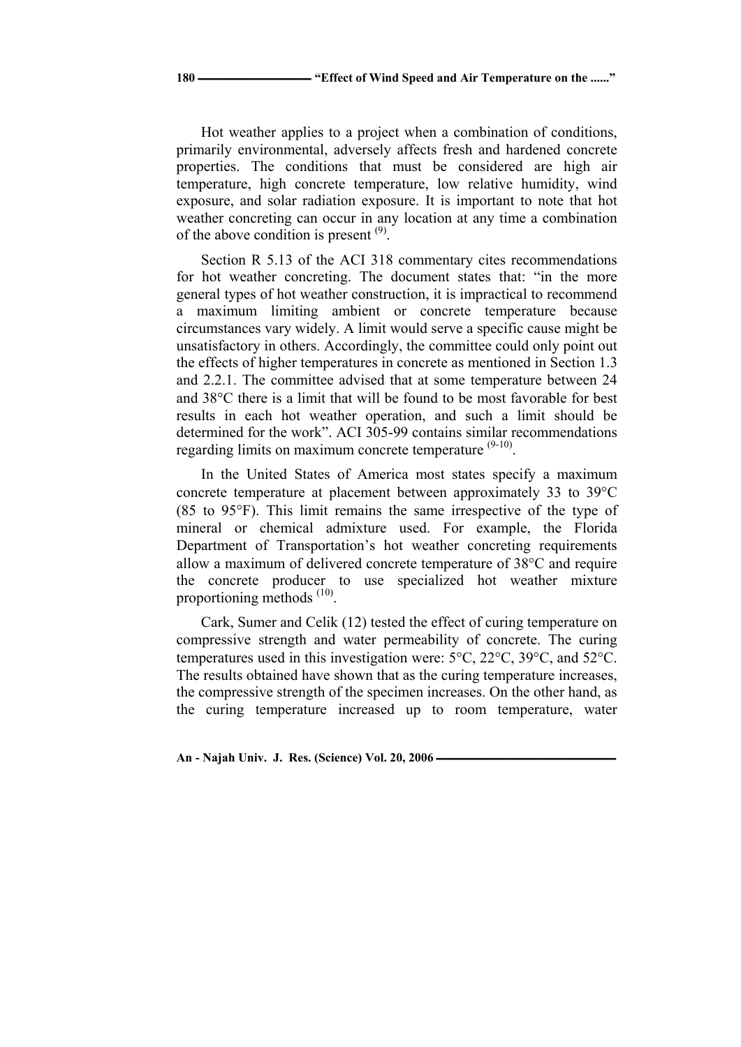Hot weather applies to a project when a combination of conditions, primarily environmental, adversely affects fresh and hardened concrete properties. The conditions that must be considered are high air temperature, high concrete temperature, low relative humidity, wind exposure, and solar radiation exposure. It is important to note that hot weather concreting can occur in any location at any time a combination of the above condition is present [9].

Section R 5.13 of the ACI 318 commentary cites recommendations for hot weather concreting. The document states that: "in the more general types of hot weather construction, it is impractical to recommend a maximum limiting ambient or concrete temperature because circumstances vary widely. A limit would serve a specific cause might be unsatisfactory in others. Accordingly, the committee could only point out the effects of higher temperatures in concrete as mentioned in Section 1.3 and 2.2.1. The committee advised that at some temperature between 24 and 38°C there is a limit that will be found to be most favorable for best results in each hot weather operation, and such a limit should be determined for the work". ACI 305-99 contains similar recommendations regarding limits on maximum concrete temperature [9-10].

In the United States of America most states specify a maximum concrete temperature at placement between approximately 33 to 39°C (85 to 95°F). This limit remains the same irrespective of the type of mineral or chemical admixture used. For example, the Florida Department of Transportation's hot weather concreting requirements allow a maximum of delivered concrete temperature of 38°C and require the concrete producer to use specialized hot weather mixture proportioning methods [10].

Cark, Sumer and Celik (12) tested the effect of curing temperature on compressive strength and water permeability of concrete. The curing temperatures used in this investigation were: 5°C, 22°C, 39°C, and 52°C. The results obtained have shown that as the curing temperature increases, the compressive strength of the specimen increases. On the other hand, as the curing temperature increased up to room temperature, water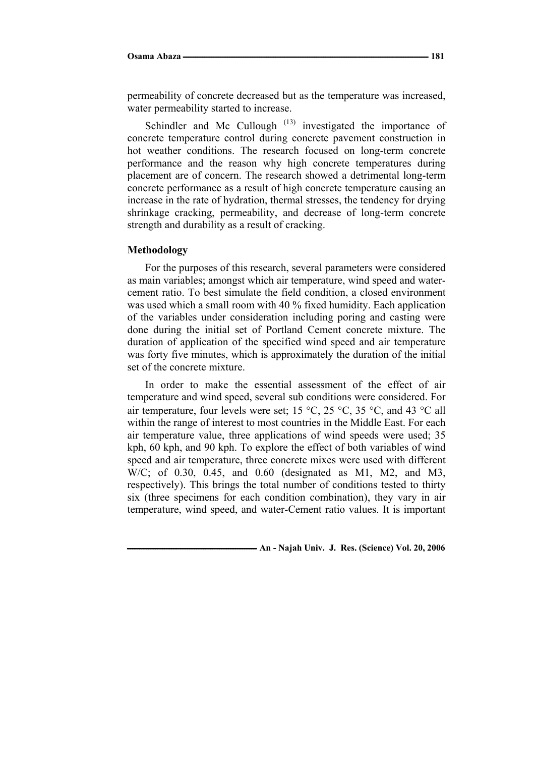permeability of concrete decreased but as the temperature was increased, water permeability started to increase.

Schindler and Mc Cullough [13] investigated the importance of concrete temperature control during concrete pavement construction in hot weather conditions. The research focused on long-term concrete performance and the reason why high concrete temperatures during placement are of concern. The research showed a detrimental long-term concrete performance as a result of high concrete temperature causing an increase in the rate of hydration, thermal stresses, the tendency for drying shrinkage cracking, permeability, and decrease of long-term concrete strength and durability as a result of cracking.

### Methodology

For the purposes of this research, several parameters were considered as main variables; amongst which air temperature, wind speed and water-cement ratio. To best simulate the field condition, a closed environment was used which a small room with 40 % fixed humidity. Each application of the variables under consideration including poring and casting were done during the initial set of Portland Cement concrete mixture. The duration of application of the specified wind speed and air temperature was forty five minutes, which is approximately the duration of the initial set of the concrete mixture.

In order to make the essential assessment of the effect of air temperature and wind speed, several sub conditions were considered. For air temperature, four levels were set; 15 °C, 25 °C, 35 °C, and 43 °C all within the range of interest to most countries in the Middle East. For each air temperature value, three applications of wind speeds were used; 35 kph, 60 kph, and 90 kph. To explore the effect of both variables of wind speed and air temperature, three concrete mixes were used with different W/C; of 0.30, 0.45, and 0.60 (designated as M1, M2, and M3, respectively). This brings the total number of conditions tested to thirty six (three specimens for each condition combination), they vary in air temperature, wind speed, and water-Cement ratio values. It is important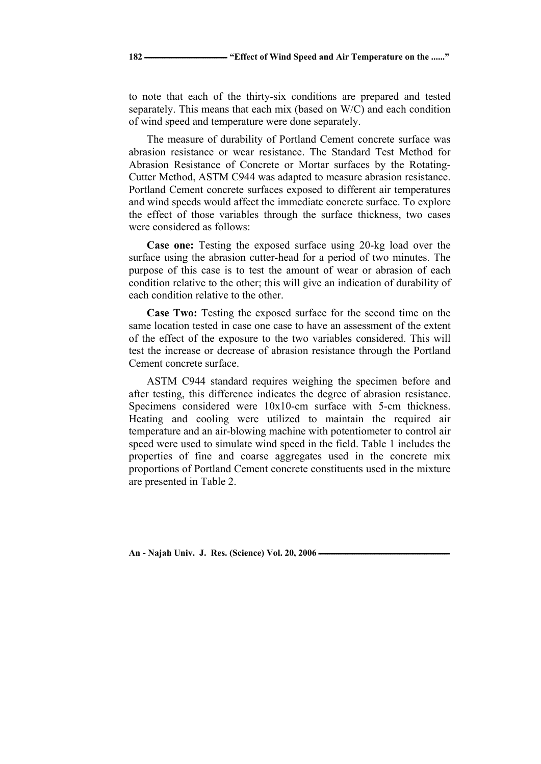to note that each of the thirty-six conditions are prepared and tested separately. This means that each mix (based on W/C) and each condition of wind speed and temperature were done separately.

The measure of durability of Portland Cement concrete surface was abrasion resistance or wear resistance. The Standard Test Method for Abrasion Resistance of Concrete or Mortar surfaces by the Rotating-Cutter Method, ASTM C944 was adapted to measure abrasion resistance. Portland Cement concrete surfaces exposed to different air temperatures and wind speeds would affect the immediate concrete surface. To explore the effect of those variables through the surface thickness, two cases were considered as follows:

**Case one:** Testing the exposed surface using 20-kg load over the surface using the abrasion cutter-head for a period of two minutes. The purpose of this case is to test the amount of wear or abrasion of each condition relative to the other; this will give an indication of durability of each condition relative to the other.

**Case Two:** Testing the exposed surface for the second time on the same location tested in case one case to have an assessment of the extent of the effect of the exposure to the two variables considered. This will test the increase or decrease of abrasion resistance through the Portland Cement concrete surface.

ASTM C944 standard requires weighing the specimen before and after testing, this difference indicates the degree of abrasion resistance. Specimens considered were 10x10-cm surface with 5-cm thickness. Heating and cooling were utilized to maintain the required air temperature and an air-blowing machine with potentiometer to control air speed were used to simulate wind speed in the field. Table 1 includes the properties of fine and coarse aggregates used in the concrete mix proportions of Portland Cement concrete constituents used in the mixture are presented in Table 2.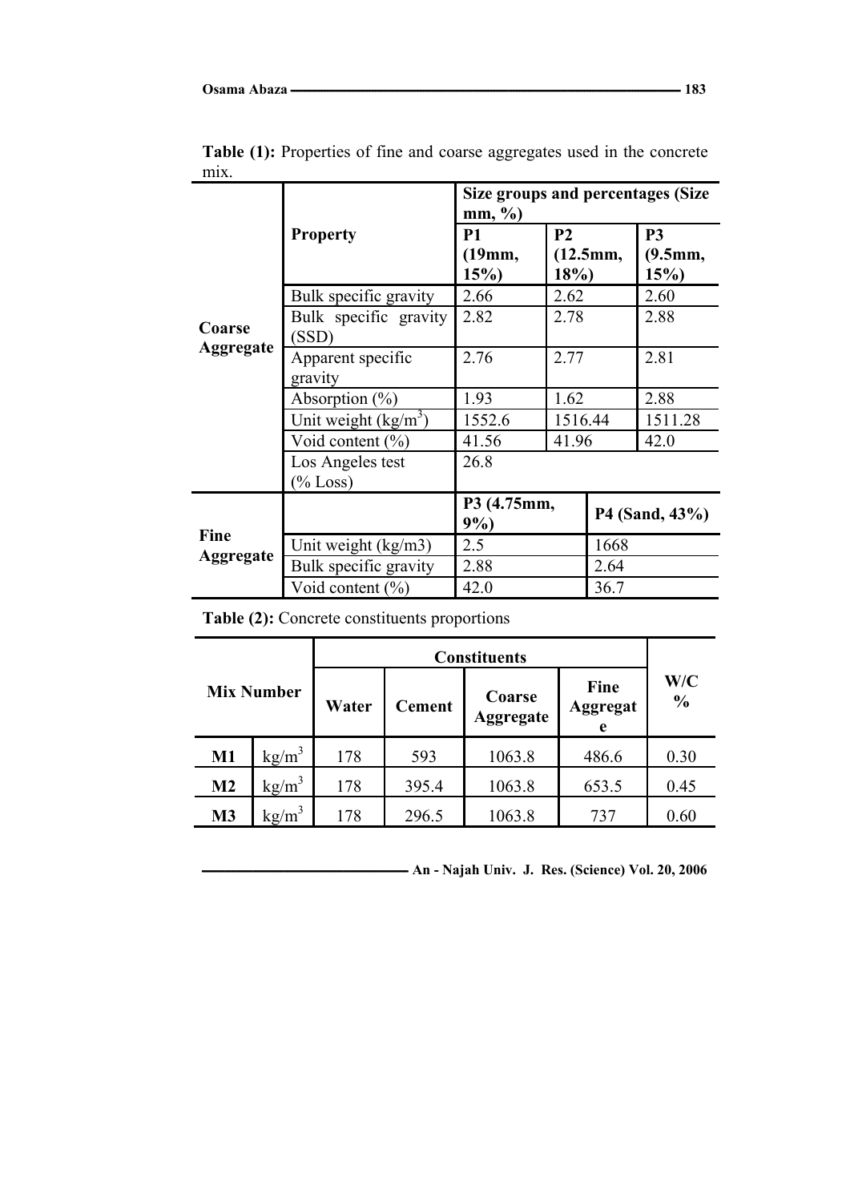**Table (1):** Properties of fine and coarse aggregates used in the concrete mix.

| | Property | Size groups and percentages (Size mm, %) | | |
|---|---|---|---|---|
| | | P1 (19mm, 15%) | P2 (12.5mm, 18%) | P3 (9.5mm, 15%) |
| Coarse Aggregate | Bulk specific gravity | 2.66 | 2.62 | 2.60 |
| | Bulk specific gravity (SSD) | 2.82 | 2.78 | 2.88 |
| | Apparent specific gravity | 2.76 | 2.77 | 2.81 |
| | Absorption (%) | 1.93 | 1.62 | 2.88 |
| | Unit weight (kg/m$^3$) | 1552.6 | 1516.44 | 1511.28 |
| | Void content (%) | 41.56 | 41.96 | 42.0 |
| | Los Angeles test (% Loss) | 26.8 | | |
| Fine Aggregate | | P3 (4.75mm, 9%) | P4 (Sand, 43%) | |
| | Unit weight (kg/m3) | 2.5 | 1668 | |
| | Bulk specific gravity | 2.88 | 2.64 | |
| | Void content (%) | 42.0 | 36.7 | |

**Table (2):** Concrete constituents proportions

| Mix Number | | Water | Cement | Coarse Aggregate | Fine Aggregate | W/C % |
|---|---|---|---|---|---|---|
| **M1** | kg/m$^3$ | 178 | 593 | 1063.8 | 486.6 | 0.30 |
| **M2** | kg/m$^3$ | 178 | 395.4 | 1063.8 | 653.5 | 0.45 |
| **M3** | kg/m$^3$ | 178 | 296.5 | 1063.8 | 737 | 0.60 |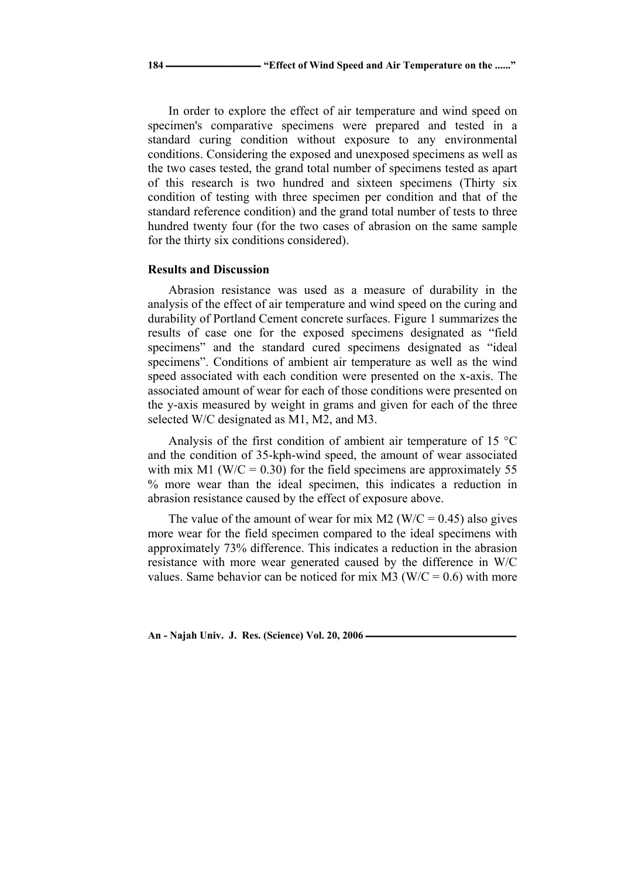In order to explore the effect of air temperature and wind speed on specimen's comparative specimens were prepared and tested in a standard curing condition without exposure to any environmental conditions. Considering the exposed and unexposed specimens as well as the two cases tested, the grand total number of specimens tested as apart of this research is two hundred and sixteen specimens (Thirty six condition of testing with three specimen per condition and that of the standard reference condition) and the grand total number of tests to three hundred twenty four (for the two cases of abrasion on the same sample for the thirty six conditions considered).

### Results and Discussion

Abrasion resistance was used as a measure of durability in the analysis of the effect of air temperature and wind speed on the curing and durability of Portland Cement concrete surfaces. Figure 1 summarizes the results of case one for the exposed specimens designated as "field specimens" and the standard cured specimens designated as "ideal specimens". Conditions of ambient air temperature as well as the wind speed associated with each condition were presented on the x-axis. The associated amount of wear for each of those conditions were presented on the y-axis measured by weight in grams and given for each of the three selected W/C designated as M1, M2, and M3.

Analysis of the first condition of ambient air temperature of 15 °C and the condition of 35-kph-wind speed, the amount of wear associated with mix M1 (W/C = 0.30) for the field specimens are approximately 55 % more wear than the ideal specimen, this indicates a reduction in abrasion resistance caused by the effect of exposure above.

The value of the amount of wear for mix M2 (W/C = 0.45) also gives more wear for the field specimen compared to the ideal specimens with approximately 73% difference. This indicates a reduction in the abrasion resistance with more wear generated caused by the difference in W/C values. Same behavior can be noticed for mix M3 (W/C = 0.6) with more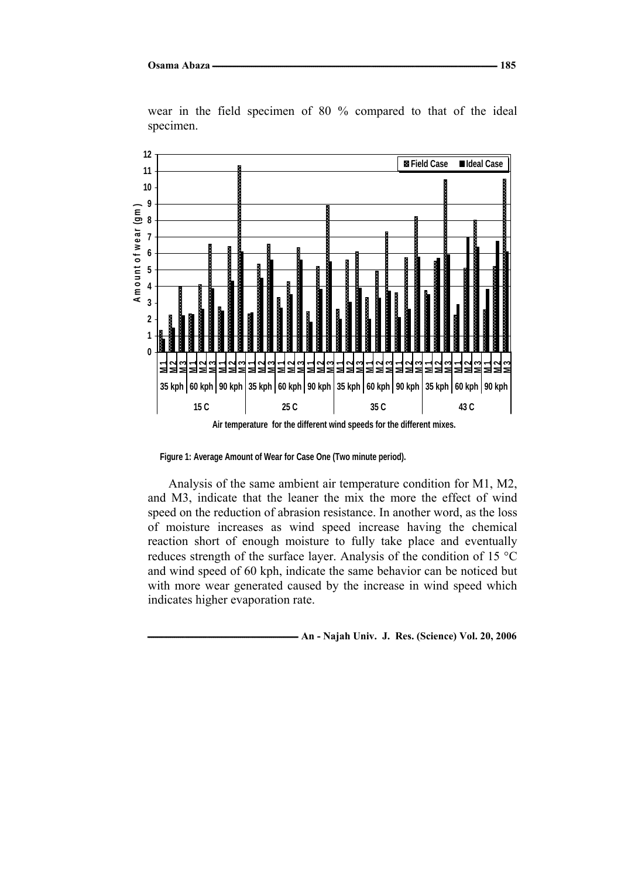wear in the field specimen of 80 % compared to that of the ideal specimen.

Figure 1: Average Amount of Wear for Case One (Two minute period).

Analysis of the same ambient air temperature condition for M1, M2, and M3, indicate that the leaner the mix the more the effect of wind speed on the reduction of abrasion resistance. In another word, as the loss of moisture increases as wind speed increase having the chemical reaction short of enough moisture to fully take place and eventually reduces strength of the surface layer. Analysis of the condition of 15 °C and wind speed of 60 kph, indicate the same behavior can be noticed but with more wear generated caused by the increase in wind speed which indicates higher evaporation rate.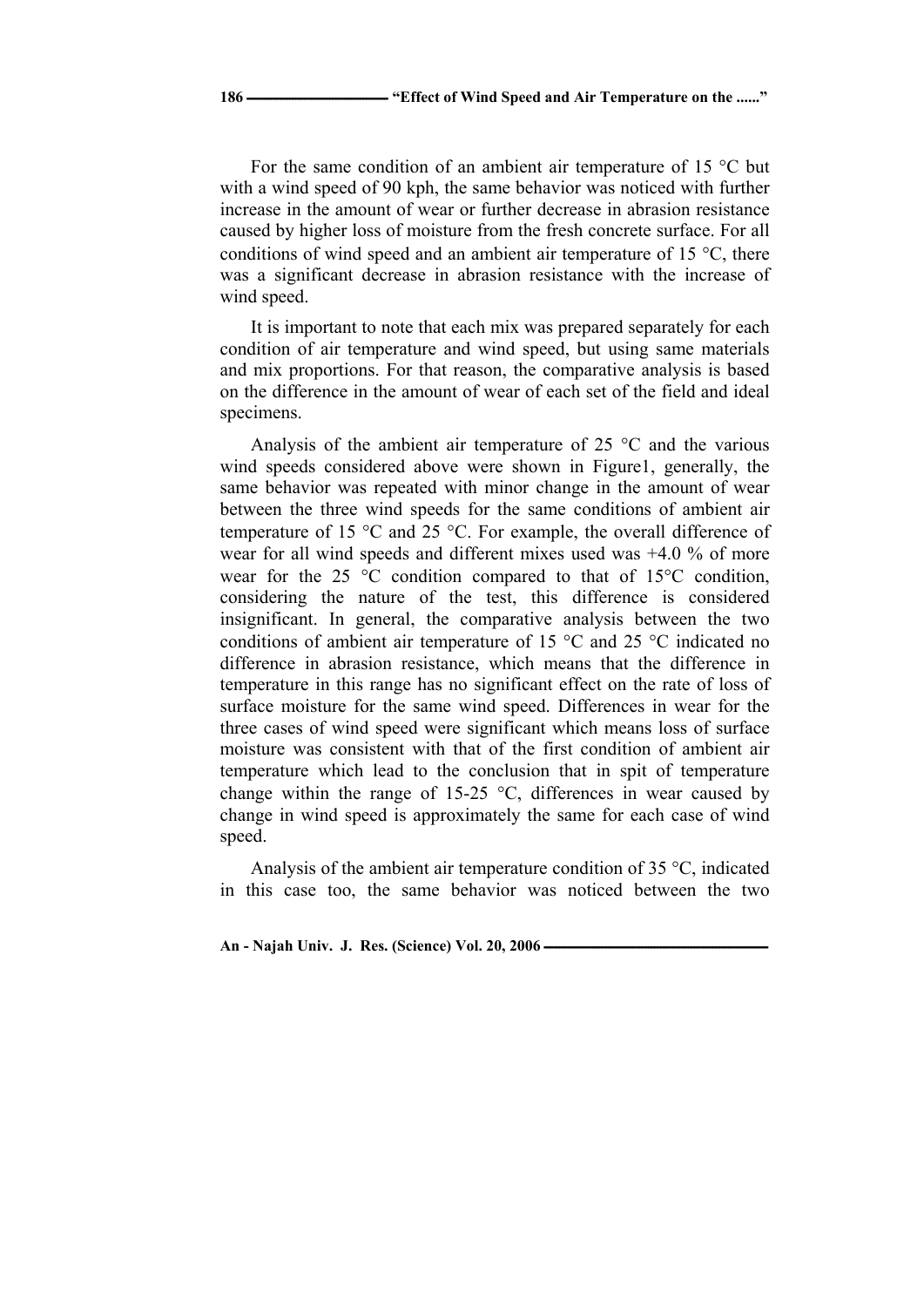For the same condition of an ambient air temperature of 15 °C but with a wind speed of 90 kph, the same behavior was noticed with further increase in the amount of wear or further decrease in abrasion resistance caused by higher loss of moisture from the fresh concrete surface. For all conditions of wind speed and an ambient air temperature of 15 °C, there was a significant decrease in abrasion resistance with the increase of wind speed.

It is important to note that each mix was prepared separately for each condition of air temperature and wind speed, but using same materials and mix proportions. For that reason, the comparative analysis is based on the difference in the amount of wear of each set of the field and ideal specimens.

Analysis of the ambient air temperature of 25 °C and the various wind speeds considered above were shown in Figure1, generally, the same behavior was repeated with minor change in the amount of wear between the three wind speeds for the same conditions of ambient air temperature of 15 °C and 25 °C. For example, the overall difference of wear for all wind speeds and different mixes used was +4.0 % of more wear for the 25 °C condition compared to that of 15°C condition, considering the nature of the test, this difference is considered insignificant. In general, the comparative analysis between the two conditions of ambient air temperature of 15 °C and 25 °C indicated no difference in abrasion resistance, which means that the difference in temperature in this range has no significant effect on the rate of loss of surface moisture for the same wind speed. Differences in wear for the three cases of wind speed were significant which means loss of surface moisture was consistent with that of the first condition of ambient air temperature which lead to the conclusion that in spit of temperature change within the range of 15-25 °C, differences in wear caused by change in wind speed is approximately the same for each case of wind speed.

Analysis of the ambient air temperature condition of 35 °C, indicated in this case too, the same behavior was noticed between the two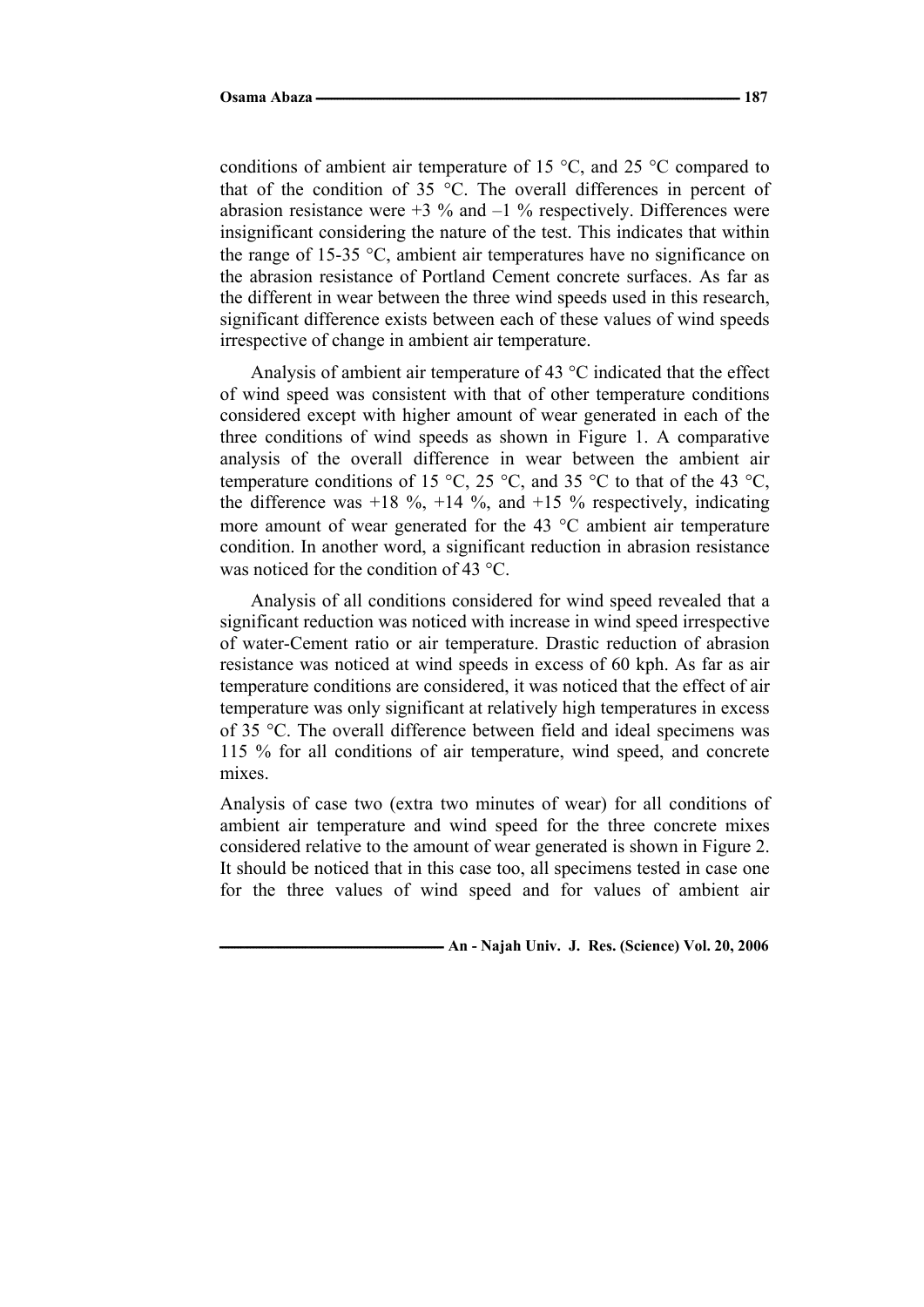conditions of ambient air temperature of 15 °C, and 25 °C compared to that of the condition of 35 °C. The overall differences in percent of abrasion resistance were +3 % and –1 % respectively. Differences were insignificant considering the nature of the test. This indicates that within the range of 15-35 °C, ambient air temperatures have no significance on the abrasion resistance of Portland Cement concrete surfaces. As far as the different in wear between the three wind speeds used in this research, significant difference exists between each of these values of wind speeds irrespective of change in ambient air temperature.

Analysis of ambient air temperature of 43 °C indicated that the effect of wind speed was consistent with that of other temperature conditions considered except with higher amount of wear generated in each of the three conditions of wind speeds as shown in Figure 1. A comparative analysis of the overall difference in wear between the ambient air temperature conditions of 15 °C, 25 °C, and 35 °C to that of the 43 °C, the difference was +18 %, +14 %, and +15 % respectively, indicating more amount of wear generated for the 43 °C ambient air temperature condition. In another word, a significant reduction in abrasion resistance was noticed for the condition of 43 °C.

Analysis of all conditions considered for wind speed revealed that a significant reduction was noticed with increase in wind speed irrespective of water-Cement ratio or air temperature. Drastic reduction of abrasion resistance was noticed at wind speeds in excess of 60 kph. As far as air temperature conditions are considered, it was noticed that the effect of air temperature was only significant at relatively high temperatures in excess of 35 °C. The overall difference between field and ideal specimens was 115 % for all conditions of air temperature, wind speed, and concrete mixes.

Analysis of case two (extra two minutes of wear) for all conditions of ambient air temperature and wind speed for the three concrete mixes considered relative to the amount of wear generated is shown in Figure 2. It should be noticed that in this case too, all specimens tested in case one for the three values of wind speed and for values of ambient air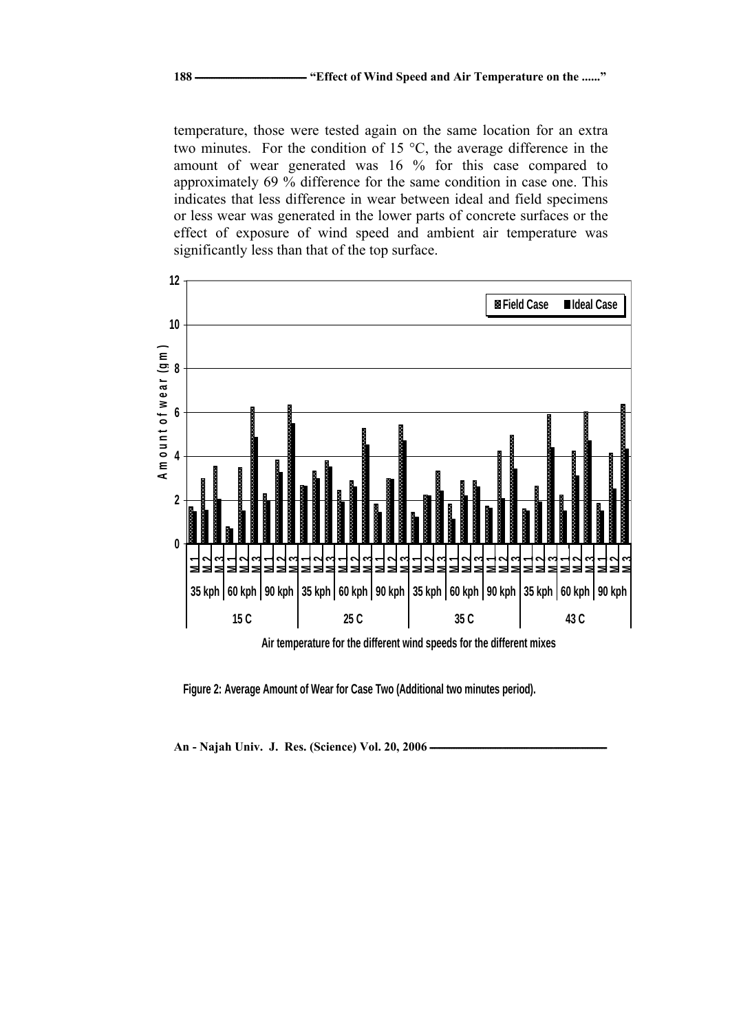temperature, those were tested again on the same location for an extra two minutes. For the condition of 15 °C, the average difference in the amount of wear generated was 16 % for this case compared to approximately 69 % difference for the same condition in case one. This indicates that less difference in wear between ideal and field specimens or less wear was generated in the lower parts of concrete surfaces or the effect of exposure of wind speed and ambient air temperature was significantly less than that of the top surface.

**Figure 2: Average Amount of Wear for Case Two (Additional two minutes period).**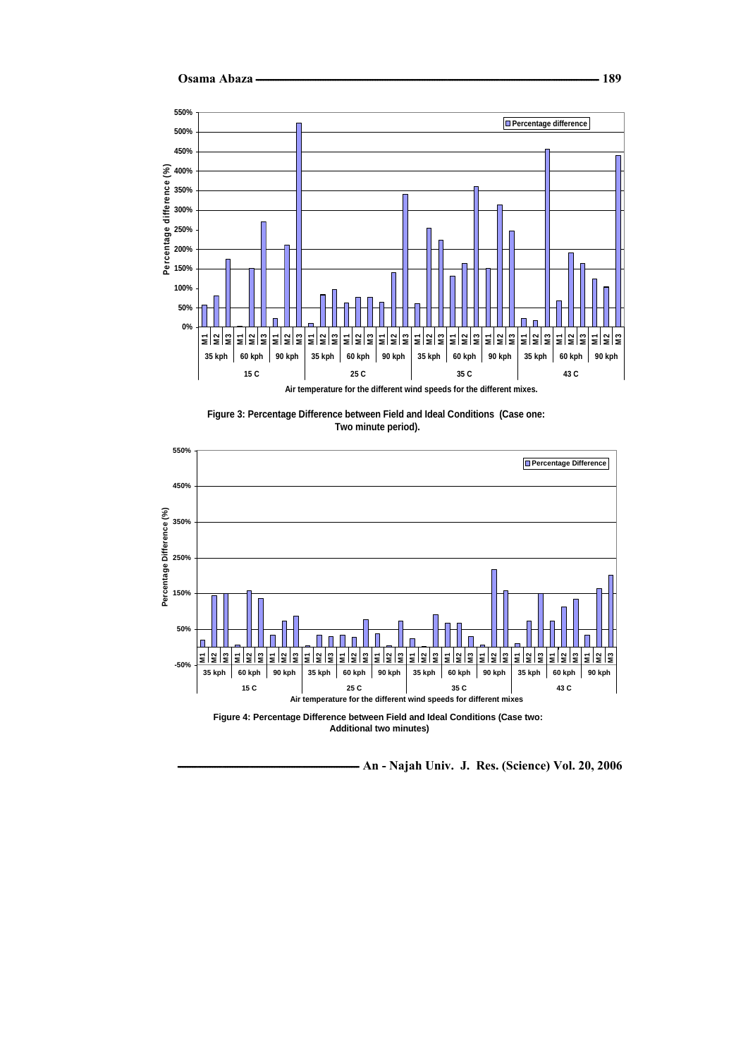Figure 3: Percentage Difference between Field and Ideal Conditions (Case one: Two minute period).

Figure 4: Percentage Difference between Field and Ideal Conditions (Case two: Additional two minutes)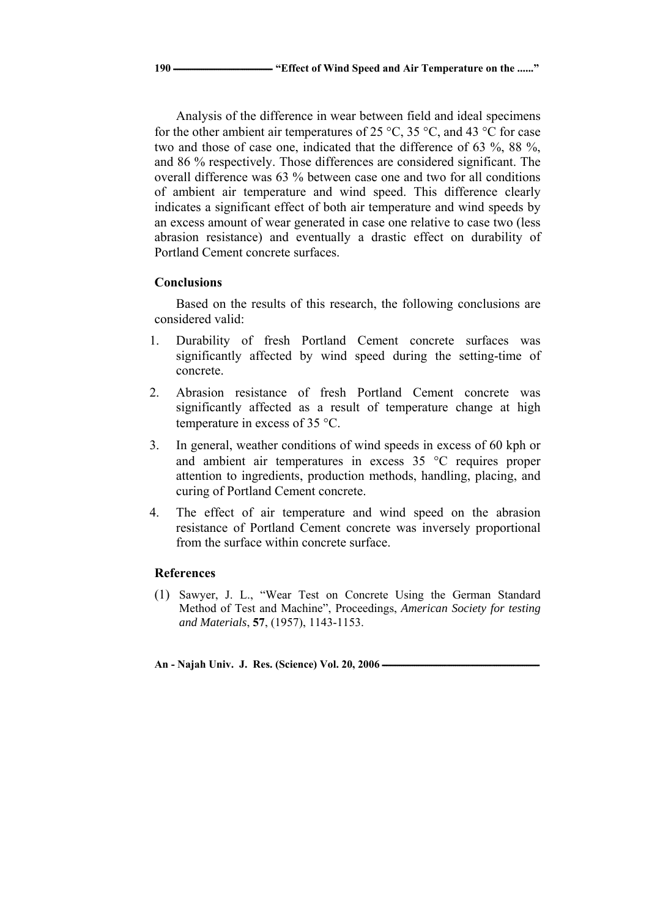Analysis of the difference in wear between field and ideal specimens for the other ambient air temperatures of 25 °C, 35 °C, and 43 °C for case two and those of case one, indicated that the difference of 63 %, 88 %, and 86 % respectively. Those differences are considered significant. The overall difference was 63 % between case one and two for all conditions of ambient air temperature and wind speed. This difference clearly indicates a significant effect of both air temperature and wind speeds by an excess amount of wear generated in case one relative to case two (less abrasion resistance) and eventually a drastic effect on durability of Portland Cement concrete surfaces.

## Conclusions

Based on the results of this research, the following conclusions are considered valid:

1. Durability of fresh Portland Cement concrete surfaces was significantly affected by wind speed during the setting-time of concrete.
2. Abrasion resistance of fresh Portland Cement concrete was significantly affected as a result of temperature change at high temperature in excess of 35 °C.
3. In general, weather conditions of wind speeds in excess of 60 kph or and ambient air temperatures in excess 35 °C requires proper attention to ingredients, production methods, handling, placing, and curing of Portland Cement concrete.
4. The effect of air temperature and wind speed on the abrasion resistance of Portland Cement concrete was inversely proportional from the surface within concrete surface.

## References

(1) Sawyer, J. L., "Wear Test on Concrete Using the German Standard Method of Test and Machine", Proceedings, *American Society for testing and Materials*, **57**, (1957), 1143-1153.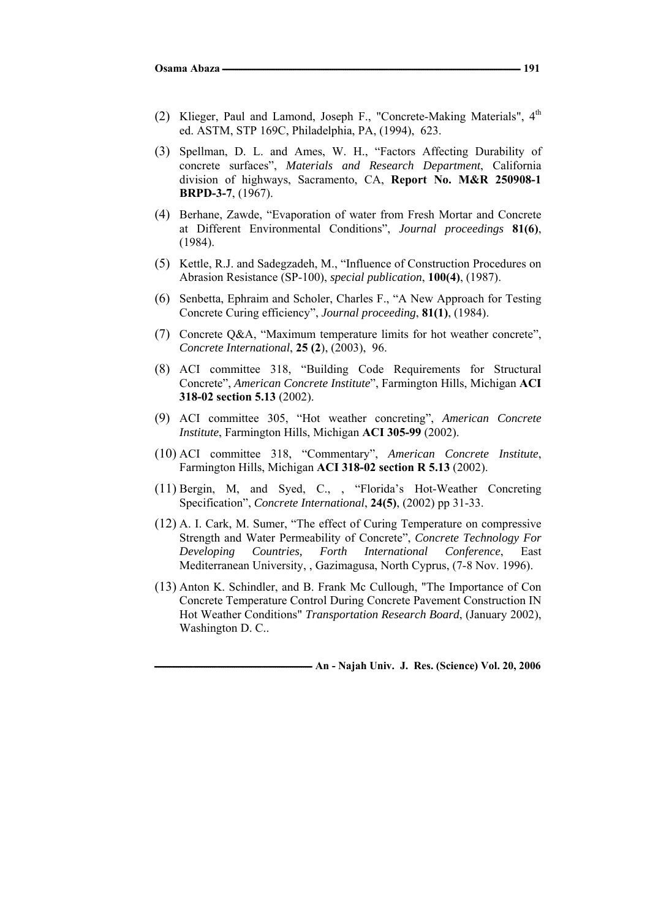(2) Klieger, Paul and Lamond, Joseph F., "Concrete-Making Materials", 4th ed. ASTM, STP 169C, Philadelphia, PA, (1994), 623.

(3) Spellman, D. L. and Ames, W. H., “Factors Affecting Durability of concrete surfaces”, *Materials and Research Department*, California division of highways, Sacramento, CA, **Report No. M&R 250908-1 BRPD-3-7**, (1967).

(4) Berhane, Zawde, “Evaporation of water from Fresh Mortar and Concrete at Different Environmental Conditions”, *Journal proceedings* **81(6)**, (1984).

(5) Kettle, R.J. and Sadegzadeh, M., “Influence of Construction Procedures on Abrasion Resistance (SP-100), *special publication*, **100(4)**, (1987).

(6) Senbetta, Ephraim and Scholer, Charles F., “A New Approach for Testing Concrete Curing efficiency”, *Journal proceeding*, **81(1)**, (1984).

(7) Concrete Q&A, “Maximum temperature limits for hot weather concrete”, *Concrete International*, **25 (2**), (2003), 96.

(8) ACI committee 318, “Building Code Requirements for Structural Concrete”, *American Concrete Institute*”, Farmington Hills, Michigan **ACI 318-02 section 5.13** (2002).

(9) ACI committee 305, “Hot weather concreting”, *American Concrete Institute*, Farmington Hills, Michigan **ACI 305-99** (2002).

(10) ACI committee 318, “Commentary”, *American Concrete Institute*, Farmington Hills, Michigan **ACI 318-02 section R 5.13** (2002).

(11) Bergin, M, and Syed, C., , “Florida’s Hot-Weather Concreting Specification”, *Concrete International*, **24(5)**, (2002) pp 31-33.

(12) A. I. Cark, M. Sumer, “The effect of Curing Temperature on compressive Strength and Water Permeability of Concrete”, *Concrete Technology For Developing Countries, Forth International Conference*, East Mediterranean University, , Gazimagusa, North Cyprus, (7-8 Nov. 1996).

(13) Anton K. Schindler, and B. Frank Mc Cullough, "The Importance of Con Concrete Temperature Control During Concrete Pavement Construction IN Hot Weather Conditions" *Transportation Research Board*, (January 2002), Washington D. C..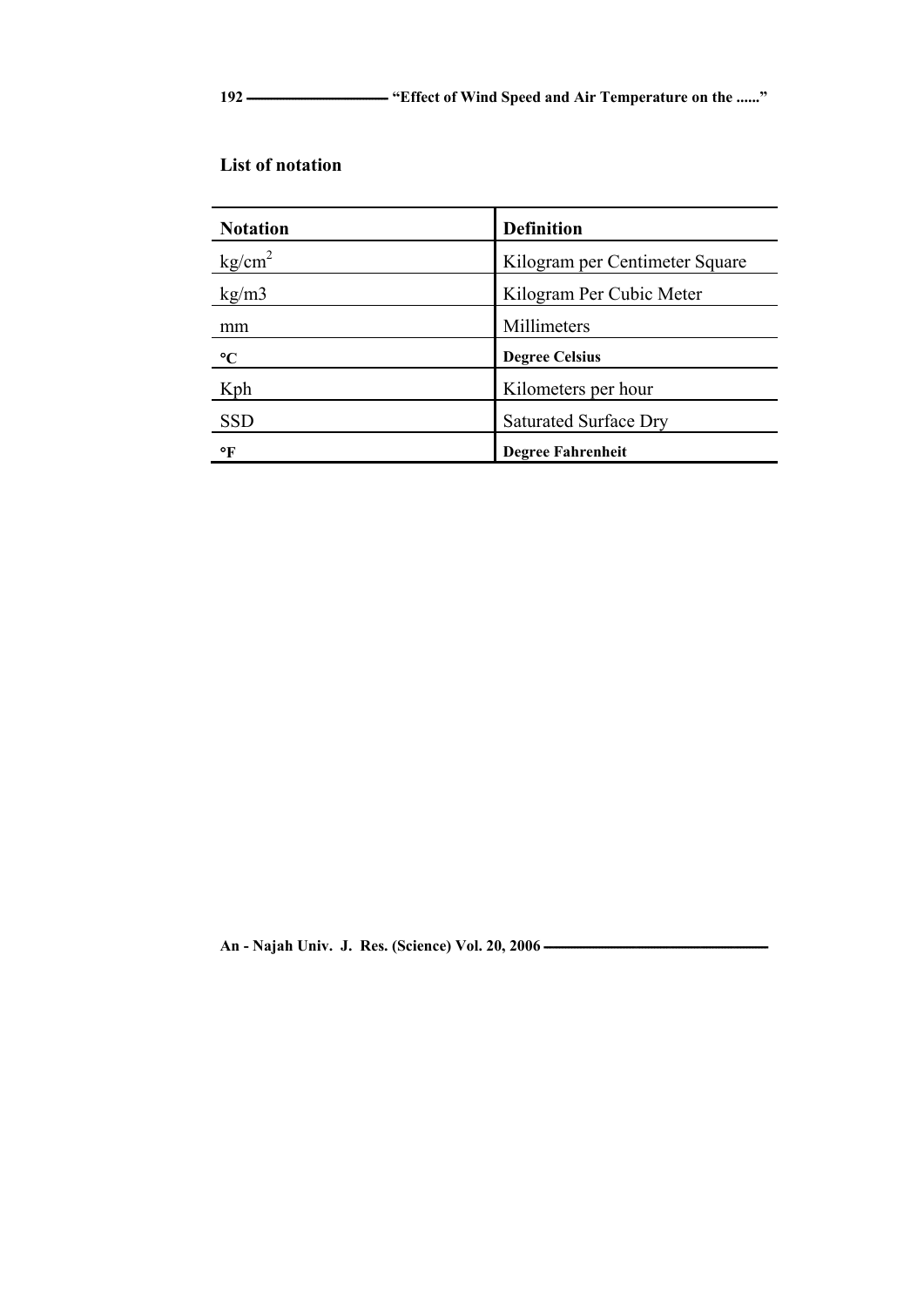## List of notation

| Notation | Definition |
|---|---|
| $kg/cm^2$ | Kilogram per Centimeter Square |
| kg/m3 | Kilogram Per Cubic Meter |
| mm | Millimeters |
| **°C** | **Degree Celsius** |
| Kph | Kilometers per hour |
| SSD | Saturated Surface Dry |
| **°F** | **Degree Fahrenheit** |